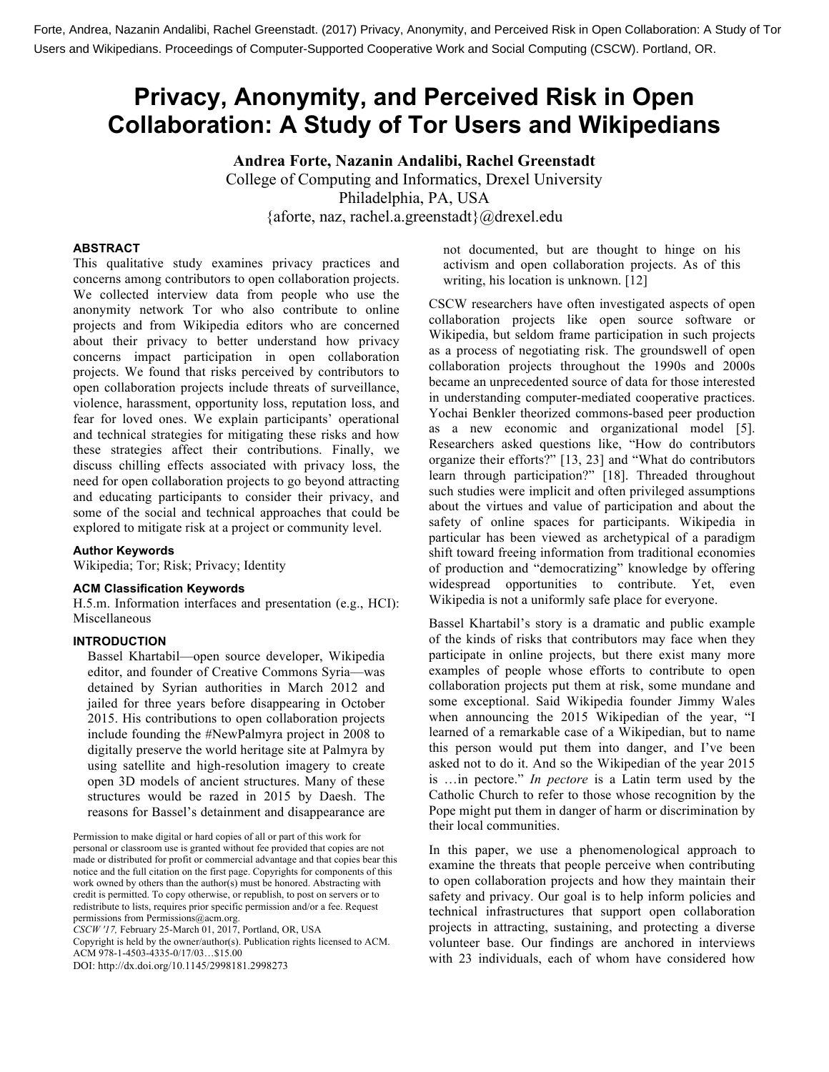Forte, Andrea, Nazanin Andalibi, Rachel Greenstadt. (2017) Privacy, Anonymity, and Perceived Risk in Open Collaboration: A Study of Tor Users and Wikipedians. Proceedings of Computer-Supported Cooperative Work and Social Computing (CSCW). Portland, OR.

# Privacy, Anonymity, and Perceived Risk in Open Collaboration: A Study of Tor Users and Wikipedians

**Andrea Forte, Nazanin Andalibi, Rachel Greenstadt**
College of Computing and Informatics, Drexel University
Philadelphia, PA, USA
{aforte, naz, rachel.a.greenstadt}@drexel.edu

## ABSTRACT

This qualitative study examines privacy practices and concerns among contributors to open collaboration projects. We collected interview data from people who use the anonymity network Tor who also contribute to online projects and from Wikipedia editors who are concerned about their privacy to better understand how privacy concerns impact participation in open collaboration projects. We found that risks perceived by contributors to open collaboration projects include threats of surveillance, violence, harassment, opportunity loss, reputation loss, and fear for loved ones. We explain participants' operational and technical strategies for mitigating these risks and how these strategies affect their contributions. Finally, we discuss chilling effects associated with privacy loss, the need for open collaboration projects to go beyond attracting and educating participants to consider their privacy, and some of the social and technical approaches that could be explored to mitigate risk at a project or community level.

### Author Keywords

Wikipedia; Tor; Risk; Privacy; Identity

### ACM Classification Keywords

H.5.m. Information interfaces and presentation (e.g., HCI): Miscellaneous

## INTRODUCTION

> Bassel Khartabil—open source developer, Wikipedia editor, and founder of Creative Commons Syria—was detained by Syrian authorities in March 2012 and jailed for three years before disappearing in October 2015. His contributions to open collaboration projects include founding the #NewPalmyra project in 2008 to digitally preserve the world heritage site at Palmyra by using satellite and high-resolution imagery to create open 3D models of ancient structures. Many of these structures would be razed in 2015 by Daesh. The reasons for Bassel's detainment and disappearance are not documented, but are thought to hinge on his activism and open collaboration projects. As of this writing, his location is unknown. [12]

Permission to make digital or hard copies of all or part of this work for personal or classroom use is granted without fee provided that copies are not made or distributed for profit or commercial advantage and that copies bear this notice and the full citation on the first page. Copyrights for components of this work owned by others than the author(s) must be honored. Abstracting with credit is permitted. To copy otherwise, or republish, to post on servers or to redistribute to lists, requires prior specific permission and/or a fee. Request permissions from Permissions@acm.org.
*CSCW '17,* February 25-March 01, 2017, Portland, OR, USA
Copyright is held by the owner/author(s). Publication rights licensed to ACM.
ACM 978-1-4503-4335-0/17/03…$15.00
DOI: http://dx.doi.org/10.1145/2998181.2998273

CSCW researchers have often investigated aspects of open collaboration projects like open source software or Wikipedia, but seldom frame participation in such projects as a process of negotiating risk. The groundswell of open collaboration projects throughout the 1990s and 2000s became an unprecedented source of data for those interested in understanding computer-mediated cooperative practices. Yochai Benkler theorized commons-based peer production as a new economic and organizational model [5]. Researchers asked questions like, "How do contributors organize their efforts?" [13, 23] and "What do contributors learn through participation?" [18]. Threaded throughout such studies were implicit and often privileged assumptions about the virtues and value of participation and about the safety of online spaces for participants. Wikipedia in particular has been viewed as archetypical of a paradigm shift toward freeing information from traditional economies of production and "democratizing" knowledge by offering widespread opportunities to contribute. Yet, even Wikipedia is not a uniformly safe place for everyone.

Bassel Khartabil's story is a dramatic and public example of the kinds of risks that contributors may face when they participate in online projects, but there exist many more examples of people whose efforts to contribute to open collaboration projects put them at risk, some mundane and some exceptional. Said Wikipedia founder Jimmy Wales when announcing the 2015 Wikipedian of the year, "I learned of a remarkable case of a Wikipedian, but to name this person would put them into danger, and I've been asked not to do it. And so the Wikipedian of the year 2015 is …in pectore." *In pectore* is a Latin term used by the Catholic Church to refer to those whose recognition by the Pope might put them in danger of harm or discrimination by their local communities.

In this paper, we use a phenomenological approach to examine the threats that people perceive when contributing to open collaboration projects and how they maintain their safety and privacy. Our goal is to help inform policies and technical infrastructures that support open collaboration projects in attracting, sustaining, and protecting a diverse volunteer base. Our findings are anchored in interviews with 23 individuals, each of whom have considered how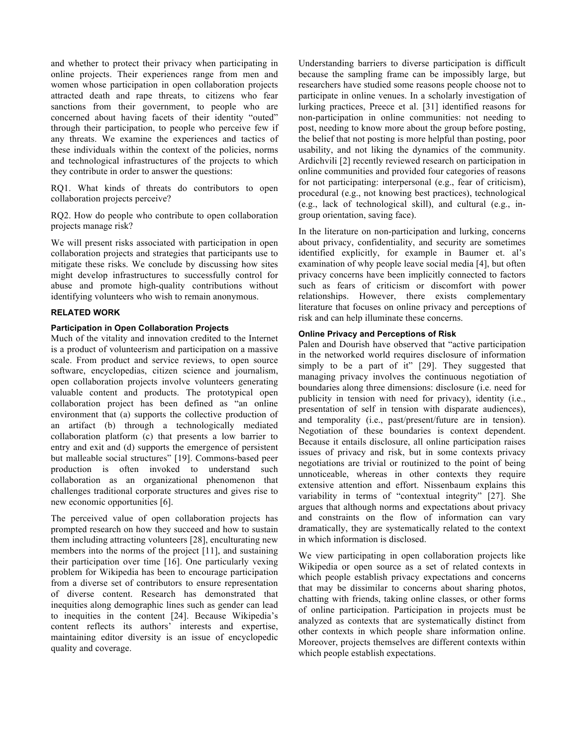and whether to protect their privacy when participating in online projects. Their experiences range from men and women whose participation in open collaboration projects attracted death and rape threats, to citizens who fear sanctions from their government, to people who are concerned about having facets of their identity "outed" through their participation, to people who perceive few if any threats. We examine the experiences and tactics of these individuals within the context of the policies, norms and technological infrastructures of the projects to which they contribute in order to answer the questions:

RQ1. What kinds of threats do contributors to open collaboration projects perceive?

RQ2. How do people who contribute to open collaboration projects manage risk?

We will present risks associated with participation in open collaboration projects and strategies that participants use to mitigate these risks. We conclude by discussing how sites might develop infrastructures to successfully control for abuse and promote high-quality contributions without identifying volunteers who wish to remain anonymous.

## RELATED WORK

### Participation in Open Collaboration Projects

Much of the vitality and innovation credited to the Internet is a product of volunteerism and participation on a massive scale. From product and service reviews, to open source software, encyclopedias, citizen science and journalism, open collaboration projects involve volunteers generating valuable content and products. The prototypical open collaboration project has been defined as "an online environment that (a) supports the collective production of an artifact (b) through a technologically mediated collaboration platform (c) that presents a low barrier to entry and exit and (d) supports the emergence of persistent but malleable social structures" [19]. Commons-based peer production is often invoked to understand such collaboration as an organizational phenomenon that challenges traditional corporate structures and gives rise to new economic opportunities [6].

The perceived value of open collaboration projects has prompted research on how they succeed and how to sustain them including attracting volunteers [28], enculturating new members into the norms of the project [11], and sustaining their participation over time [16]. One particularly vexing problem for Wikipedia has been to encourage participation from a diverse set of contributors to ensure representation of diverse content. Research has demonstrated that inequities along demographic lines such as gender can lead to inequities in the content [24]. Because Wikipedia's content reflects its authors' interests and expertise, maintaining editor diversity is an issue of encyclopedic quality and coverage.

Understanding barriers to diverse participation is difficult because the sampling frame can be impossibly large, but researchers have studied some reasons people choose not to participate in online venues. In a scholarly investigation of lurking practices, Preece et al. [31] identified reasons for non-participation in online communities: not needing to post, needing to know more about the group before posting, the belief that not posting is more helpful than posting, poor usability, and not liking the dynamics of the community. Ardichvili [2] recently reviewed research on participation in online communities and provided four categories of reasons for not participating: interpersonal (e.g., fear of criticism), procedural (e.g., not knowing best practices), technological (e.g., lack of technological skill), and cultural (e.g., in-group orientation, saving face).

In the literature on non-participation and lurking, concerns about privacy, confidentiality, and security are sometimes identified explicitly, for example in Baumer et. al's examination of why people leave social media [4], but often privacy concerns have been implicitly connected to factors such as fears of criticism or discomfort with power relationships. However, there exists complementary literature that focuses on online privacy and perceptions of risk and can help illuminate these concerns.

### Online Privacy and Perceptions of Risk

Palen and Dourish have observed that "active participation in the networked world requires disclosure of information simply to be a part of it" [29]. They suggested that managing privacy involves the continuous negotiation of boundaries along three dimensions: disclosure (i.e. need for publicity in tension with need for privacy), identity (i.e., presentation of self in tension with disparate audiences), and temporality (i.e., past/present/future are in tension). Negotiation of these boundaries is context dependent. Because it entails disclosure, all online participation raises issues of privacy and risk, but in some contexts privacy negotiations are trivial or routinized to the point of being unnoticeable, whereas in other contexts they require extensive attention and effort. Nissenbaum explains this variability in terms of "contextual integrity" [27]. She argues that although norms and expectations about privacy and constraints on the flow of information can vary dramatically, they are systematically related to the context in which information is disclosed.

We view participating in open collaboration projects like Wikipedia or open source as a set of related contexts in which people establish privacy expectations and concerns that may be dissimilar to concerns about sharing photos, chatting with friends, taking online classes, or other forms of online participation. Participation in projects must be analyzed as contexts that are systematically distinct from other contexts in which people share information online. Moreover, projects themselves are different contexts within which people establish expectations.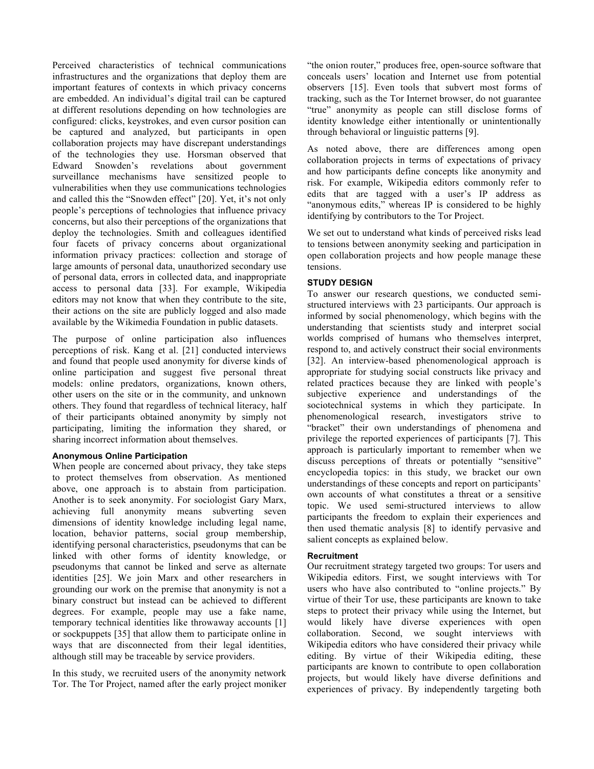Perceived characteristics of technical communications infrastructures and the organizations that deploy them are important features of contexts in which privacy concerns are embedded. An individual's digital trail can be captured at different resolutions depending on how technologies are configured: clicks, keystrokes, and even cursor position can be captured and analyzed, but participants in open collaboration projects may have discrepant understandings of the technologies they use. Horsman observed that Edward Snowden's revelations about government surveillance mechanisms have sensitized people to vulnerabilities when they use communications technologies and called this the "Snowden effect" [20]. Yet, it's not only people's perceptions of technologies that influence privacy concerns, but also their perceptions of the organizations that deploy the technologies. Smith and colleagues identified four facets of privacy concerns about organizational information privacy practices: collection and storage of large amounts of personal data, unauthorized secondary use of personal data, errors in collected data, and inappropriate access to personal data [33]. For example, Wikipedia editors may not know that when they contribute to the site, their actions on the site are publicly logged and also made available by the Wikimedia Foundation in public datasets.

The purpose of online participation also influences perceptions of risk. Kang et al. [21] conducted interviews and found that people used anonymity for diverse kinds of online participation and suggest five personal threat models: online predators, organizations, known others, other users on the site or in the community, and unknown others. They found that regardless of technical literacy, half of their participants obtained anonymity by simply not participating, limiting the information they shared, or sharing incorrect information about themselves.

### Anonymous Online Participation

When people are concerned about privacy, they take steps to protect themselves from observation. As mentioned above, one approach is to abstain from participation. Another is to seek anonymity. For sociologist Gary Marx, achieving full anonymity means subverting seven dimensions of identity knowledge including legal name, location, behavior patterns, social group membership, identifying personal characteristics, pseudonyms that can be linked with other forms of identity knowledge, or pseudonyms that cannot be linked and serve as alternate identities [25]. We join Marx and other researchers in grounding our work on the premise that anonymity is not a binary construct but instead can be achieved to different degrees. For example, people may use a fake name, temporary technical identities like throwaway accounts [1] or sockpuppets [35] that allow them to participate online in ways that are disconnected from their legal identities, although still may be traceable by service providers.

In this study, we recruited users of the anonymity network Tor. The Tor Project, named after the early project moniker "the onion router," produces free, open-source software that conceals users' location and Internet use from potential observers [15]. Even tools that subvert most forms of tracking, such as the Tor Internet browser, do not guarantee "true" anonymity as people can still disclose forms of identity knowledge either intentionally or unintentionally through behavioral or linguistic patterns [9].

As noted above, there are differences among open collaboration projects in terms of expectations of privacy and how participants define concepts like anonymity and risk. For example, Wikipedia editors commonly refer to edits that are tagged with a user's IP address as "anonymous edits," whereas IP is considered to be highly identifying by contributors to the Tor Project.

We set out to understand what kinds of perceived risks lead to tensions between anonymity seeking and participation in open collaboration projects and how people manage these tensions.

## STUDY DESIGN

To answer our research questions, we conducted semi-structured interviews with 23 participants. Our approach is informed by social phenomenology, which begins with the understanding that scientists study and interpret social worlds comprised of humans who themselves interpret, respond to, and actively construct their social environments [32]. An interview-based phenomenological approach is appropriate for studying social constructs like privacy and related practices because they are linked with people's subjective experience and understandings of the sociotechnical systems in which they participate. In phenomenological research, investigators strive to "bracket" their own understandings of phenomena and privilege the reported experiences of participants [7]. This approach is particularly important to remember when we discuss perceptions of threats or potentially "sensitive" encyclopedia topics: in this study, we bracket our own understandings of these concepts and report on participants' own accounts of what constitutes a threat or a sensitive topic. We used semi-structured interviews to allow participants the freedom to explain their experiences and then used thematic analysis [8] to identify pervasive and salient concepts as explained below.

### Recruitment

Our recruitment strategy targeted two groups: Tor users and Wikipedia editors. First, we sought interviews with Tor users who have also contributed to "online projects." By virtue of their Tor use, these participants are known to take steps to protect their privacy while using the Internet, but would likely have diverse experiences with open collaboration. Second, we sought interviews with Wikipedia editors who have considered their privacy while editing. By virtue of their Wikipedia editing, these participants are known to contribute to open collaboration projects, but would likely have diverse definitions and experiences of privacy. By independently targeting both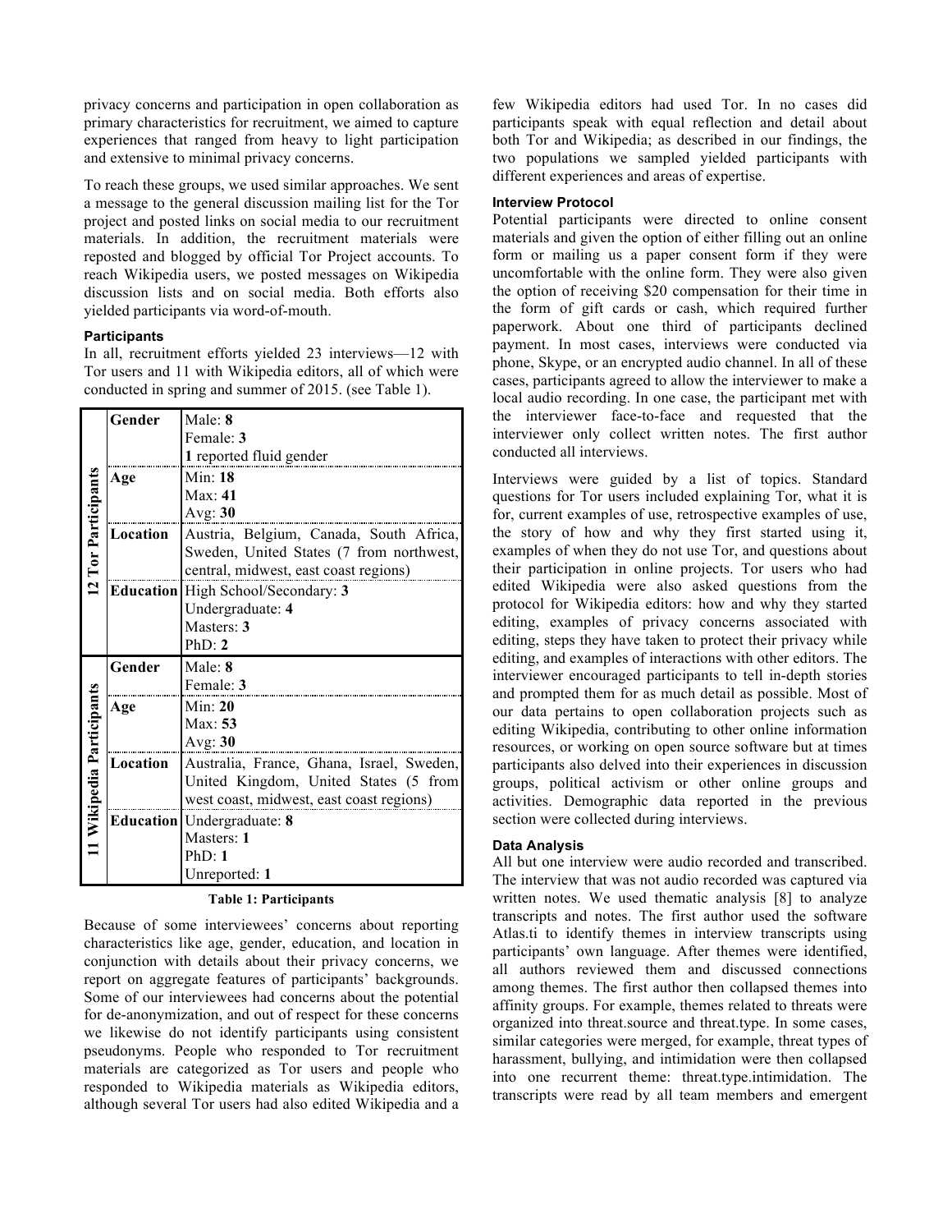privacy concerns and participation in open collaboration as primary characteristics for recruitment, we aimed to capture experiences that ranged from heavy to light participation and extensive to minimal privacy concerns.

To reach these groups, we used similar approaches. We sent a message to the general discussion mailing list for the Tor project and posted links on social media to our recruitment materials. In addition, the recruitment materials were reposted and blogged by official Tor Project accounts. To reach Wikipedia users, we posted messages on Wikipedia discussion lists and on social media. Both efforts also yielded participants via word-of-mouth.

### Participants

In all, recruitment efforts yielded 23 interviews—12 with Tor users and 11 with Wikipedia editors, all of which were conducted in spring and summer of 2015. (see Table 1).

| | | |
|---|---|---|
| **12 Tor Participants** | **Gender** | Male: **8**<br>Female: **3**<br>**1** reported fluid gender |
| | **Age** | Min: **18**<br>Max: **41**<br>Avg: **30** |
| | **Location** | Austria, Belgium, Canada, South Africa, Sweden, United States (7 from northwest, central, midwest, east coast regions) |
| | **Education** | High School/Secondary: **3**<br>Undergraduate: **4**<br>Masters: **3**<br>PhD: **2** |
| **11 Wikipedia Participants** | **Gender** | Male: **8**<br>Female: **3** |
| | **Age** | Min: **20**<br>Max: **53**<br>Avg: **30** |
| | **Location** | Australia, France, Ghana, Israel, Sweden, United Kingdom, United States (5 from west coast, midwest, east coast regions) |
| | **Education** | Undergraduate: **8**<br>Masters: **1**<br>PhD: **1**<br>Unreported: **1** |

**Table 1: Participants**

Because of some interviewees' concerns about reporting characteristics like age, gender, education, and location in conjunction with details about their privacy concerns, we report on aggregate features of participants' backgrounds. Some of our interviewees had concerns about the potential for de-anonymization, and out of respect for these concerns we likewise do not identify participants using consistent pseudonyms. People who responded to Tor recruitment materials are categorized as Tor users and people who responded to Wikipedia materials as Wikipedia editors, although several Tor users had also edited Wikipedia and a few Wikipedia editors had used Tor. In no cases did participants speak with equal reflection and detail about both Tor and Wikipedia; as described in our findings, the two populations we sampled yielded participants with different experiences and areas of expertise.

### Interview Protocol

Potential participants were directed to online consent materials and given the option of either filling out an online form or mailing us a paper consent form if they were uncomfortable with the online form. They were also given the option of receiving $20 compensation for their time in the form of gift cards or cash, which required further paperwork. About one third of participants declined payment. In most cases, interviews were conducted via phone, Skype, or an encrypted audio channel. In all of these cases, participants agreed to allow the interviewer to make a local audio recording. In one case, the participant met with the interviewer face-to-face and requested that the interviewer only collect written notes. The first author conducted all interviews.

Interviews were guided by a list of topics. Standard questions for Tor users included explaining Tor, what it is for, current examples of use, retrospective examples of use, the story of how and why they first started using it, examples of when they do not use Tor, and questions about their participation in online projects. Tor users who had edited Wikipedia were also asked questions from the protocol for Wikipedia editors: how and why they started editing, examples of privacy concerns associated with editing, steps they have taken to protect their privacy while editing, and examples of interactions with other editors. The interviewer encouraged participants to tell in-depth stories and prompted them for as much detail as possible. Most of our data pertains to open collaboration projects such as editing Wikipedia, contributing to other online information resources, or working on open source software but at times participants also delved into their experiences in discussion groups, political activism or other online groups and activities. Demographic data reported in the previous section were collected during interviews.

### Data Analysis

All but one interview were audio recorded and transcribed. The interview that was not audio recorded was captured via written notes. We used thematic analysis [8] to analyze transcripts and notes. The first author used the software Atlas.ti to identify themes in interview transcripts using participants' own language. After themes were identified, all authors reviewed them and discussed connections among themes. The first author then collapsed themes into affinity groups. For example, themes related to threats were organized into threat.source and threat.type. In some cases, similar categories were merged, for example, threat types of harassment, bullying, and intimidation were then collapsed into one recurrent theme: threat.type.intimidation. The transcripts were read by all team members and emergent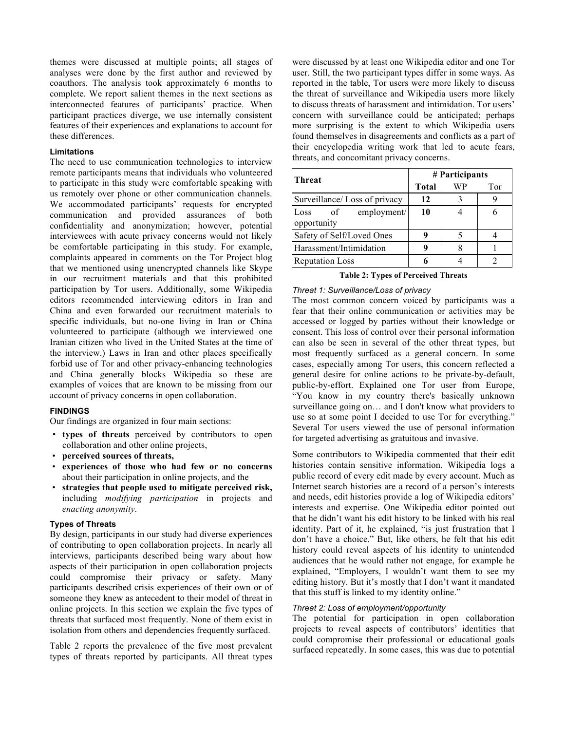themes were discussed at multiple points; all stages of analyses were done by the first author and reviewed by coauthors. The analysis took approximately 6 months to complete. We report salient themes in the next sections as interconnected features of participants' practice. When participant practices diverge, we use internally consistent features of their experiences and explanations to account for these differences.

#### Limitations

The need to use communication technologies to interview remote participants means that individuals who volunteered to participate in this study were comfortable speaking with us remotely over phone or other communication channels. We accommodated participants' requests for encrypted communication and provided assurances of both confidentiality and anonymization; however, potential interviewees with acute privacy concerns would not likely be comfortable participating in this study. For example, complaints appeared in comments on the Tor Project blog that we mentioned using unencrypted channels like Skype in our recruitment materials and that this prohibited participation by Tor users. Additionally, some Wikipedia editors recommended interviewing editors in Iran and China and even forwarded our recruitment materials to specific individuals, but no-one living in Iran or China volunteered to participate (although we interviewed one Iranian citizen who lived in the United States at the time of the interview.) Laws in Iran and other places specifically forbid use of Tor and other privacy-enhancing technologies and China generally blocks Wikipedia so these are examples of voices that are known to be missing from our account of privacy concerns in open collaboration.

### FINDINGS

Our findings are organized in four main sections:

- **types of threats** perceived by contributors to open collaboration and other online projects,
- **perceived sources of threats,**
- **experiences of those who had few or no concerns** about their participation in online projects, and the
- **strategies that people used to mitigate perceived risk,** including *modifying participation* in projects and *enacting anonymity*.

#### Types of Threats

By design, participants in our study had diverse experiences of contributing to open collaboration projects. In nearly all interviews, participants described being wary about how aspects of their participation in open collaboration projects could compromise their privacy or safety. Many participants described crisis experiences of their own or of someone they knew as antecedent to their model of threat in online projects. In this section we explain the five types of threats that surfaced most frequently. None of them exist in isolation from others and dependencies frequently surfaced.

Table 2 reports the prevalence of the five most prevalent types of threats reported by participants. All threat types were discussed by at least one Wikipedia editor and one Tor user. Still, the two participant types differ in some ways. As reported in the table, Tor users were more likely to discuss the threat of surveillance and Wikipedia users more likely to discuss threats of harassment and intimidation. Tor users' concern with surveillance could be anticipated; perhaps more surprising is the extent to which Wikipedia users found themselves in disagreements and conflicts as a part of their encyclopedia writing work that led to acute fears, threats, and concomitant privacy concerns.

| Threat | # Participants | | |
|---|---|---|---|
| | **Total** | WP | Tor |
| Surveillance/ Loss of privacy | **12** | 3 | 9 |
| Loss of employment/ opportunity | **10** | 4 | 6 |
| Safety of Self/Loved Ones | **9** | 5 | 4 |
| Harassment/Intimidation | **9** | 8 | 1 |
| Reputation Loss | **6** | 4 | 2 |

**Table 2: Types of Perceived Threats**

##### *Threat 1: Surveillance/Loss of privacy*

The most common concern voiced by participants was a fear that their online communication or activities may be accessed or logged by parties without their knowledge or consent. This loss of control over their personal information can also be seen in several of the other threat types, but most frequently surfaced as a general concern. In some cases, especially among Tor users, this concern reflected a general desire for online actions to be private-by-default, public-by-effort. Explained one Tor user from Europe, "You know in my country there's basically unknown surveillance going on… and I don't know what providers to use so at some point I decided to use Tor for everything." Several Tor users viewed the use of personal information for targeted advertising as gratuitous and invasive.

Some contributors to Wikipedia commented that their edit histories contain sensitive information. Wikipedia logs a public record of every edit made by every account. Much as Internet search histories are a record of a person's interests and needs, edit histories provide a log of Wikipedia editors' interests and expertise. One Wikipedia editor pointed out that he didn't want his edit history to be linked with his real identity. Part of it, he explained, "is just frustration that I don't have a choice." But, like others, he felt that his edit history could reveal aspects of his identity to unintended audiences that he would rather not engage, for example he explained, "Employers, I wouldn't want them to see my editing history. But it's mostly that I don't want it mandated that this stuff is linked to my identity online."

##### *Threat 2: Loss of employment/opportunity*

The potential for participation in open collaboration projects to reveal aspects of contributors' identities that could compromise their professional or educational goals surfaced repeatedly. In some cases, this was due to potential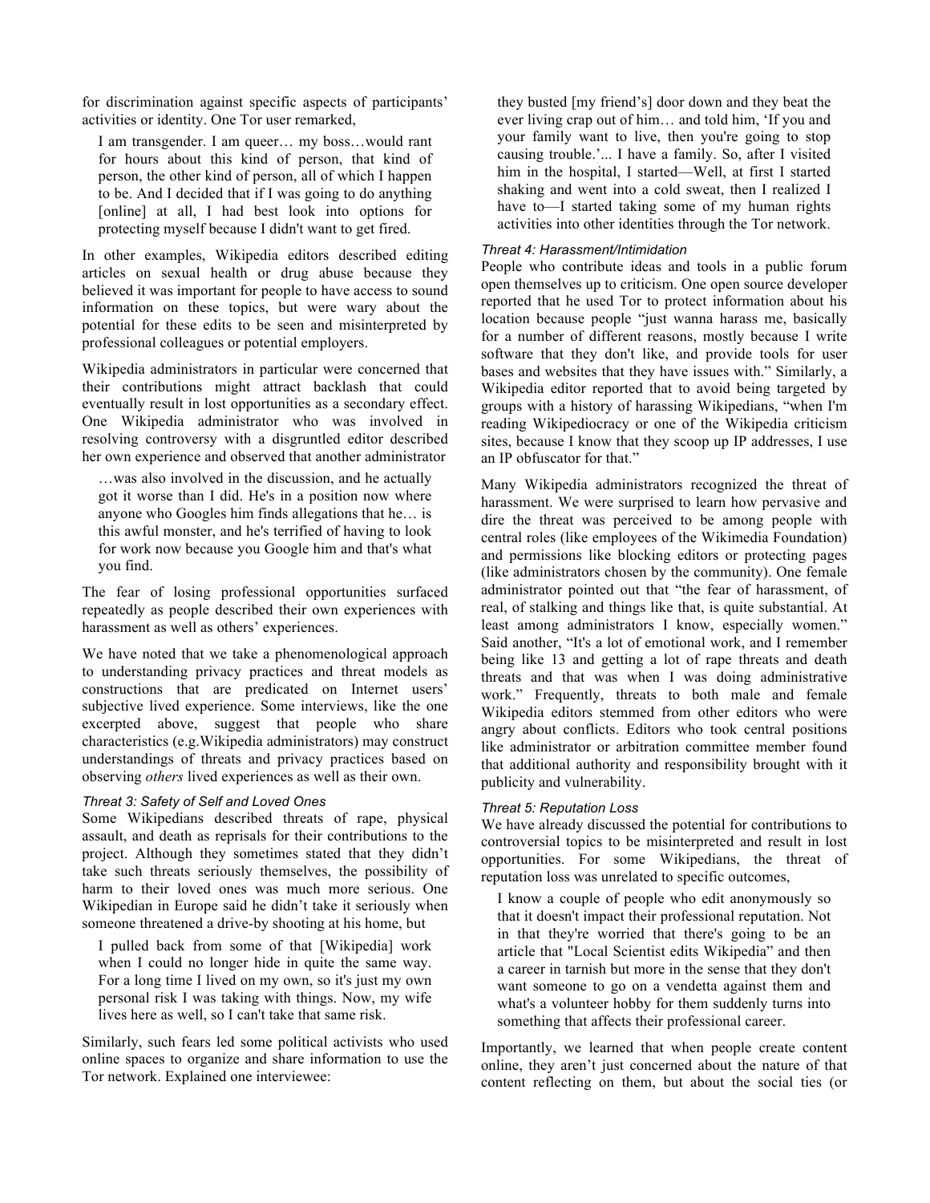for discrimination against specific aspects of participants' activities or identity. One Tor user remarked,

> I am transgender. I am queer… my boss…would rant for hours about this kind of person, that kind of person, the other kind of person, all of which I happen to be. And I decided that if I was going to do anything [online] at all, I had best look into options for protecting myself because I didn't want to get fired.

In other examples, Wikipedia editors described editing articles on sexual health or drug abuse because they believed it was important for people to have access to sound information on these topics, but were wary about the potential for these edits to be seen and misinterpreted by professional colleagues or potential employers.

Wikipedia administrators in particular were concerned that their contributions might attract backlash that could eventually result in lost opportunities as a secondary effect. One Wikipedia administrator who was involved in resolving controversy with a disgruntled editor described her own experience and observed that another administrator

> …was also involved in the discussion, and he actually got it worse than I did. He's in a position now where anyone who Googles him finds allegations that he… is this awful monster, and he's terrified of having to look for work now because you Google him and that's what you find.

The fear of losing professional opportunities surfaced repeatedly as people described their own experiences with harassment as well as others' experiences.

We have noted that we take a phenomenological approach to understanding privacy practices and threat models as constructions that are predicated on Internet users' subjective lived experience. Some interviews, like the one excerpted above, suggest that people who share characteristics (e.g.Wikipedia administrators) may construct understandings of threats and privacy practices based on observing *others* lived experiences as well as their own.

#### *Threat 3: Safety of Self and Loved Ones*

Some Wikipedians described threats of rape, physical assault, and death as reprisals for their contributions to the project. Although they sometimes stated that they didn't take such threats seriously themselves, the possibility of harm to their loved ones was much more serious. One Wikipedian in Europe said he didn't take it seriously when someone threatened a drive-by shooting at his home, but

> I pulled back from some of that [Wikipedia] work when I could no longer hide in quite the same way. For a long time I lived on my own, so it's just my own personal risk I was taking with things. Now, my wife lives here as well, so I can't take that same risk.

Similarly, such fears led some political activists who used online spaces to organize and share information to use the Tor network. Explained one interviewee:

> they busted [my friend's] door down and they beat the ever living crap out of him… and told him, 'If you and your family want to live, then you're going to stop causing trouble.'... I have a family. So, after I visited him in the hospital, I started—Well, at first I started shaking and went into a cold sweat, then I realized I have to—I started taking some of my human rights activities into other identities through the Tor network.

#### *Threat 4: Harassment/Intimidation*

People who contribute ideas and tools in a public forum open themselves up to criticism. One open source developer reported that he used Tor to protect information about his location because people "just wanna harass me, basically for a number of different reasons, mostly because I write software that they don't like, and provide tools for user bases and websites that they have issues with." Similarly, a Wikipedia editor reported that to avoid being targeted by groups with a history of harassing Wikipedians, "when I'm reading Wikipediocracy or one of the Wikipedia criticism sites, because I know that they scoop up IP addresses, I use an IP obfuscator for that."

Many Wikipedia administrators recognized the threat of harassment. We were surprised to learn how pervasive and dire the threat was perceived to be among people with central roles (like employees of the Wikimedia Foundation) and permissions like blocking editors or protecting pages (like administrators chosen by the community). One female administrator pointed out that "the fear of harassment, of real, of stalking and things like that, is quite substantial. At least among administrators I know, especially women." Said another, "It's a lot of emotional work, and I remember being like 13 and getting a lot of rape threats and death threats and that was when I was doing administrative work." Frequently, threats to both male and female Wikipedia editors stemmed from other editors who were angry about conflicts. Editors who took central positions like administrator or arbitration committee member found that additional authority and responsibility brought with it publicity and vulnerability.

#### *Threat 5: Reputation Loss*

We have already discussed the potential for contributions to controversial topics to be misinterpreted and result in lost opportunities. For some Wikipedians, the threat of reputation loss was unrelated to specific outcomes,

> I know a couple of people who edit anonymously so that it doesn't impact their professional reputation. Not in that they're worried that there's going to be an article that "Local Scientist edits Wikipedia" and then a career in tarnish but more in the sense that they don't want someone to go on a vendetta against them and what's a volunteer hobby for them suddenly turns into something that affects their professional career.

Importantly, we learned that when people create content online, they aren't just concerned about the nature of that content reflecting on them, but about the social ties (or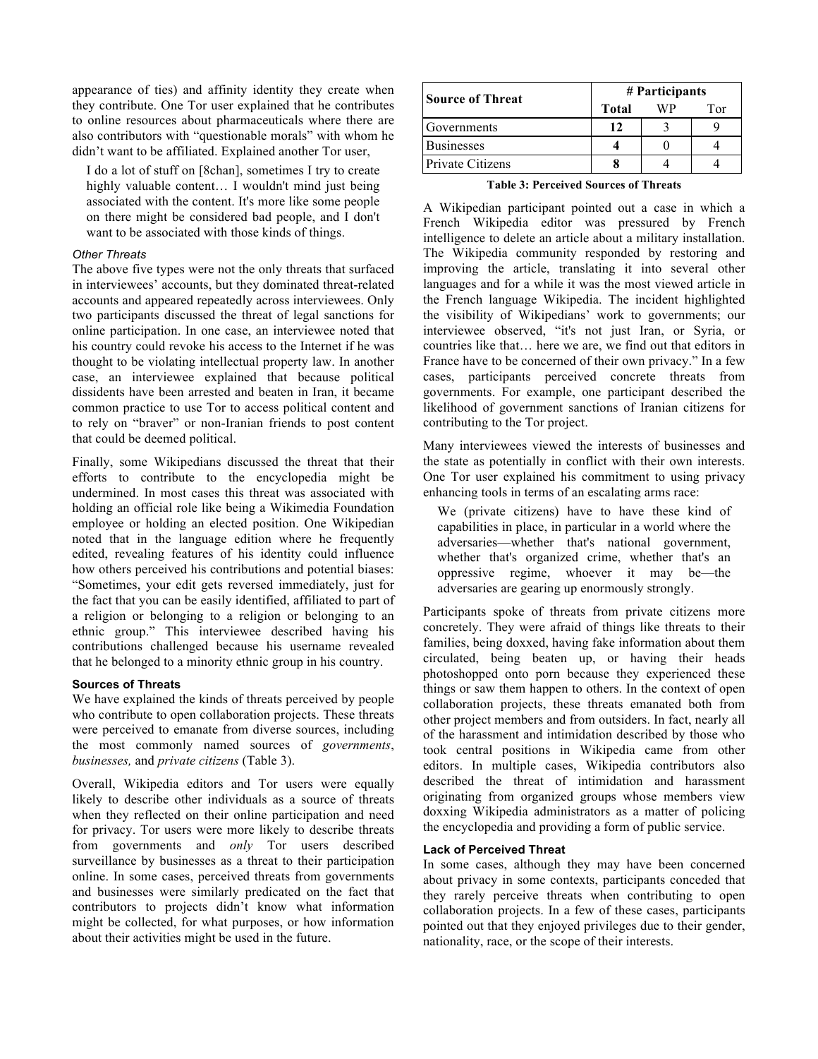appearance of ties) and affinity identity they create when they contribute. One Tor user explained that he contributes to online resources about pharmaceuticals where there are also contributors with "questionable morals" with whom he didn't want to be affiliated. Explained another Tor user,

> I do a lot of stuff on [8chan], sometimes I try to create highly valuable content… I wouldn't mind just being associated with the content. It's more like some people on there might be considered bad people, and I don't want to be associated with those kinds of things.

#### *Other Threats*

The above five types were not the only threats that surfaced in interviewees' accounts, but they dominated threat-related accounts and appeared repeatedly across interviewees. Only two participants discussed the threat of legal sanctions for online participation. In one case, an interviewee noted that his country could revoke his access to the Internet if he was thought to be violating intellectual property law. In another case, an interviewee explained that because political dissidents have been arrested and beaten in Iran, it became common practice to use Tor to access political content and to rely on "braver" or non-Iranian friends to post content that could be deemed political.

Finally, some Wikipedians discussed the threat that their efforts to contribute to the encyclopedia might be undermined. In most cases this threat was associated with holding an official role like being a Wikimedia Foundation employee or holding an elected position. One Wikipedian noted that in the language edition where he frequently edited, revealing features of his identity could influence how others perceived his contributions and potential biases: "Sometimes, your edit gets reversed immediately, just for the fact that you can be easily identified, affiliated to part of a religion or belonging to a religion or belonging to an ethnic group." This interviewee described having his contributions challenged because his username revealed that he belonged to a minority ethnic group in his country.

### Sources of Threats

We have explained the kinds of threats perceived by people who contribute to open collaboration projects. These threats were perceived to emanate from diverse sources, including the most commonly named sources of *governments*, *businesses,* and *private citizens* (Table 3).

Overall, Wikipedia editors and Tor users were equally likely to describe other individuals as a source of threats when they reflected on their online participation and need for privacy. Tor users were more likely to describe threats from governments and *only* Tor users described surveillance by businesses as a threat to their participation online. In some cases, perceived threats from governments and businesses were similarly predicated on the fact that contributors to projects didn't know what information might be collected, for what purposes, or how information about their activities might be used in the future.

| Source of Threat | # Participants | | |
|---|---|---|---|
| | **Total** | WP | Tor |
| Governments | **12** | 3 | 9 |
| Businesses | **4** | 0 | 4 |
| Private Citizens | **8** | 4 | 4 |

**Table 3: Perceived Sources of Threats**

A Wikipedian participant pointed out a case in which a French Wikipedia editor was pressured by French intelligence to delete an article about a military installation. The Wikipedia community responded by restoring and improving the article, translating it into several other languages and for a while it was the most viewed article in the French language Wikipedia. The incident highlighted the visibility of Wikipedians' work to governments; our interviewee observed, "it's not just Iran, or Syria, or countries like that… here we are, we find out that editors in France have to be concerned of their own privacy." In a few cases, participants perceived concrete threats from governments. For example, one participant described the likelihood of government sanctions of Iranian citizens for contributing to the Tor project.

Many interviewees viewed the interests of businesses and the state as potentially in conflict with their own interests. One Tor user explained his commitment to using privacy enhancing tools in terms of an escalating arms race:

> We (private citizens) have to have these kind of capabilities in place, in particular in a world where the adversaries—whether that's national government, whether that's organized crime, whether that's an oppressive regime, whoever it may be—the adversaries are gearing up enormously strongly.

Participants spoke of threats from private citizens more concretely. They were afraid of things like threats to their families, being doxxed, having fake information about them circulated, being beaten up, or having their heads photoshopped onto porn because they experienced these things or saw them happen to others. In the context of open collaboration projects, these threats emanated both from other project members and from outsiders. In fact, nearly all of the harassment and intimidation described by those who took central positions in Wikipedia came from other editors. In multiple cases, Wikipedia contributors also described the threat of intimidation and harassment originating from organized groups whose members view doxxing Wikipedia administrators as a matter of policing the encyclopedia and providing a form of public service.

### Lack of Perceived Threat

In some cases, although they may have been concerned about privacy in some contexts, participants conceded that they rarely perceive threats when contributing to open collaboration projects. In a few of these cases, participants pointed out that they enjoyed privileges due to their gender, nationality, race, or the scope of their interests.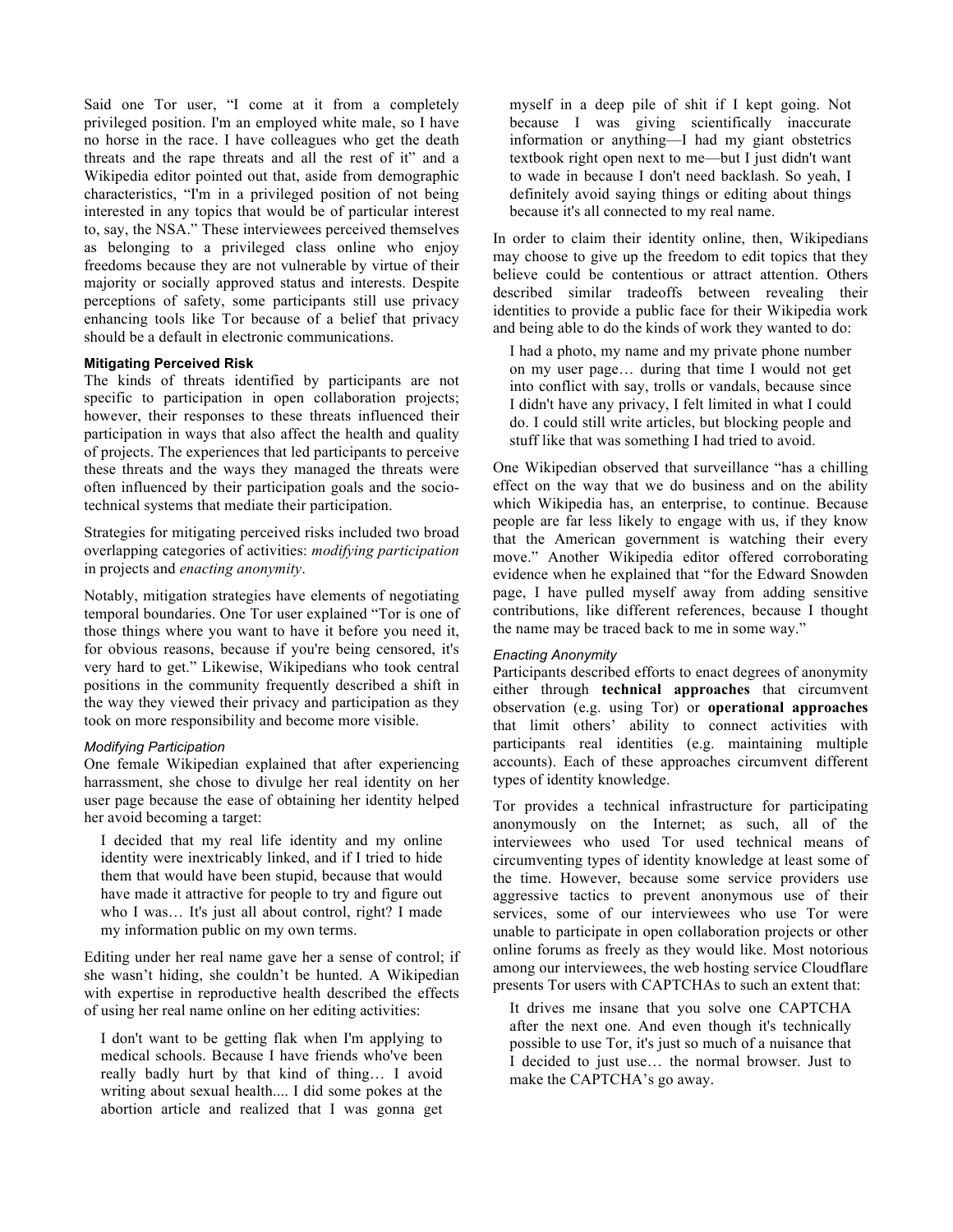Said one Tor user, "I come at it from a completely privileged position. I'm an employed white male, so I have no horse in the race. I have colleagues who get the death threats and the rape threats and all the rest of it" and a Wikipedia editor pointed out that, aside from demographic characteristics, "I'm in a privileged position of not being interested in any topics that would be of particular interest to, say, the NSA." These interviewees perceived themselves as belonging to a privileged class online who enjoy freedoms because they are not vulnerable by virtue of their majority or socially approved status and interests. Despite perceptions of safety, some participants still use privacy enhancing tools like Tor because of a belief that privacy should be a default in electronic communications.

### Mitigating Perceived Risk

The kinds of threats identified by participants are not specific to participation in open collaboration projects; however, their responses to these threats influenced their participation in ways that also affect the health and quality of projects. The experiences that led participants to perceive these threats and the ways they managed the threats were often influenced by their participation goals and the socio-technical systems that mediate their participation.

Strategies for mitigating perceived risks included two broad overlapping categories of activities: *modifying participation* in projects and *enacting anonymity*.

Notably, mitigation strategies have elements of negotiating temporal boundaries. One Tor user explained "Tor is one of those things where you want to have it before you need it, for obvious reasons, because if you're being censored, it's very hard to get." Likewise, Wikipedians who took central positions in the community frequently described a shift in the way they viewed their privacy and participation as they took on more responsibility and become more visible.

#### *Modifying Participation*

One female Wikipedian explained that after experiencing harrassment, she chose to divulge her real identity on her user page because the ease of obtaining her identity helped her avoid becoming a target:

> I decided that my real life identity and my online identity were inextricably linked, and if I tried to hide them that would have been stupid, because that would have made it attractive for people to try and figure out who I was… It's just all about control, right? I made my information public on my own terms.

Editing under her real name gave her a sense of control; if she wasn't hiding, she couldn't be hunted. A Wikipedian with expertise in reproductive health described the effects of using her real name online on her editing activities:

> I don't want to be getting flak when I'm applying to medical schools. Because I have friends who've been really badly hurt by that kind of thing… I avoid writing about sexual health.... I did some pokes at the abortion article and realized that I was gonna get myself in a deep pile of shit if I kept going. Not because I was giving scientifically inaccurate information or anything—I had my giant obstetrics textbook right open next to me—but I just didn't want to wade in because I don't need backlash. So yeah, I definitely avoid saying things or editing about things because it's all connected to my real name.

In order to claim their identity online, then, Wikipedians may choose to give up the freedom to edit topics that they believe could be contentious or attract attention. Others described similar tradeoffs between revealing their identities to provide a public face for their Wikipedia work and being able to do the kinds of work they wanted to do:

> I had a photo, my name and my private phone number on my user page… during that time I would not get into conflict with say, trolls or vandals, because since I didn't have any privacy, I felt limited in what I could do. I could still write articles, but blocking people and stuff like that was something I had tried to avoid.

One Wikipedian observed that surveillance "has a chilling effect on the way that we do business and on the ability which Wikipedia has, an enterprise, to continue. Because people are far less likely to engage with us, if they know that the American government is watching their every move." Another Wikipedia editor offered corroborating evidence when he explained that "for the Edward Snowden page, I have pulled myself away from adding sensitive contributions, like different references, because I thought the name may be traced back to me in some way."

#### *Enacting Anonymity*

Participants described efforts to enact degrees of anonymity either through **technical approaches** that circumvent observation (e.g. using Tor) or **operational approaches** that limit others' ability to connect activities with participants real identities (e.g. maintaining multiple accounts). Each of these approaches circumvent different types of identity knowledge.

Tor provides a technical infrastructure for participating anonymously on the Internet; as such, all of the interviewees who used Tor used technical means of circumventing types of identity knowledge at least some of the time. However, because some service providers use aggressive tactics to prevent anonymous use of their services, some of our interviewees who use Tor were unable to participate in open collaboration projects or other online forums as freely as they would like. Most notorious among our interviewees, the web hosting service Cloudflare presents Tor users with CAPTCHAs to such an extent that:

> It drives me insane that you solve one CAPTCHA after the next one. And even though it's technically possible to use Tor, it's just so much of a nuisance that I decided to just use… the normal browser. Just to make the CAPTCHA's go away.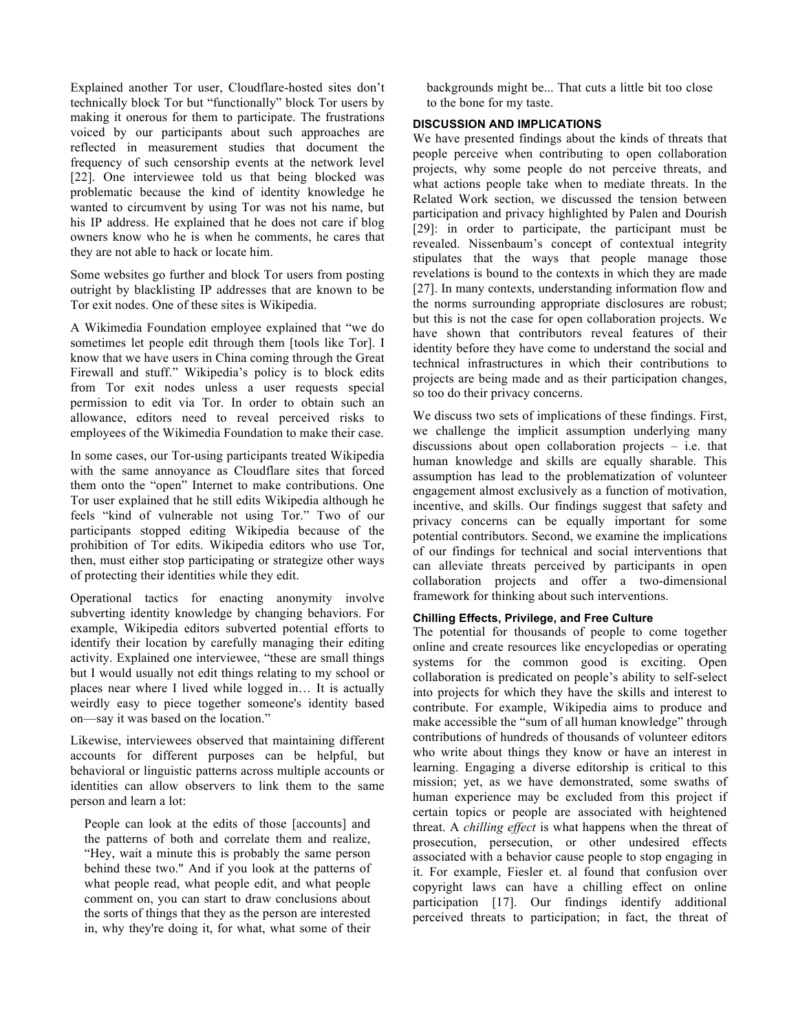Explained another Tor user, Cloudflare-hosted sites don't technically block Tor but "functionally" block Tor users by making it onerous for them to participate. The frustrations voiced by our participants about such approaches are reflected in measurement studies that document the frequency of such censorship events at the network level [22]. One interviewee told us that being blocked was problematic because the kind of identity knowledge he wanted to circumvent by using Tor was not his name, but his IP address. He explained that he does not care if blog owners know who he is when he comments, he cares that they are not able to hack or locate him.

Some websites go further and block Tor users from posting outright by blacklisting IP addresses that are known to be Tor exit nodes. One of these sites is Wikipedia.

A Wikimedia Foundation employee explained that "we do sometimes let people edit through them [tools like Tor]. I know that we have users in China coming through the Great Firewall and stuff." Wikipedia's policy is to block edits from Tor exit nodes unless a user requests special permission to edit via Tor. In order to obtain such an allowance, editors need to reveal perceived risks to employees of the Wikimedia Foundation to make their case.

In some cases, our Tor-using participants treated Wikipedia with the same annoyance as Cloudflare sites that forced them onto the "open" Internet to make contributions. One Tor user explained that he still edits Wikipedia although he feels "kind of vulnerable not using Tor." Two of our participants stopped editing Wikipedia because of the prohibition of Tor edits. Wikipedia editors who use Tor, then, must either stop participating or strategize other ways of protecting their identities while they edit.

Operational tactics for enacting anonymity involve subverting identity knowledge by changing behaviors. For example, Wikipedia editors subverted potential efforts to identify their location by carefully managing their editing activity. Explained one interviewee, "these are small things but I would usually not edit things relating to my school or places near where I lived while logged in… It is actually weirdly easy to piece together someone's identity based on—say it was based on the location."

Likewise, interviewees observed that maintaining different accounts for different purposes can be helpful, but behavioral or linguistic patterns across multiple accounts or identities can allow observers to link them to the same person and learn a lot:

> People can look at the edits of those [accounts] and the patterns of both and correlate them and realize, "Hey, wait a minute this is probably the same person behind these two." And if you look at the patterns of what people read, what people edit, and what people comment on, you can start to draw conclusions about the sorts of things that they as the person are interested in, why they're doing it, for what, what some of their backgrounds might be... That cuts a little bit too close to the bone for my taste.

## DISCUSSION AND IMPLICATIONS

We have presented findings about the kinds of threats that people perceive when contributing to open collaboration projects, why some people do not perceive threats, and what actions people take when to mediate threats. In the Related Work section, we discussed the tension between participation and privacy highlighted by Palen and Dourish [29]: in order to participate, the participant must be revealed. Nissenbaum's concept of contextual integrity stipulates that the ways that people manage those revelations is bound to the contexts in which they are made [27]. In many contexts, understanding information flow and the norms surrounding appropriate disclosures are robust; but this is not the case for open collaboration projects. We have shown that contributors reveal features of their identity before they have come to understand the social and technical infrastructures in which their contributions to projects are being made and as their participation changes, so too do their privacy concerns.

We discuss two sets of implications of these findings. First, we challenge the implicit assumption underlying many discussions about open collaboration projects – i.e. that human knowledge and skills are equally sharable. This assumption has lead to the problematization of volunteer engagement almost exclusively as a function of motivation, incentive, and skills. Our findings suggest that safety and privacy concerns can be equally important for some potential contributors. Second, we examine the implications of our findings for technical and social interventions that can alleviate threats perceived by participants in open collaboration projects and offer a two-dimensional framework for thinking about such interventions.

### Chilling Effects, Privilege, and Free Culture

The potential for thousands of people to come together online and create resources like encyclopedias or operating systems for the common good is exciting. Open collaboration is predicated on people's ability to self-select into projects for which they have the skills and interest to contribute. For example, Wikipedia aims to produce and make accessible the "sum of all human knowledge" through contributions of hundreds of thousands of volunteer editors who write about things they know or have an interest in learning. Engaging a diverse editorship is critical to this mission; yet, as we have demonstrated, some swaths of human experience may be excluded from this project if certain topics or people are associated with heightened threat. A *chilling effect* is what happens when the threat of prosecution, persecution, or other undesired effects associated with a behavior cause people to stop engaging in it. For example, Fiesler et. al found that confusion over copyright laws can have a chilling effect on online participation [17]. Our findings identify additional perceived threats to participation; in fact, the threat of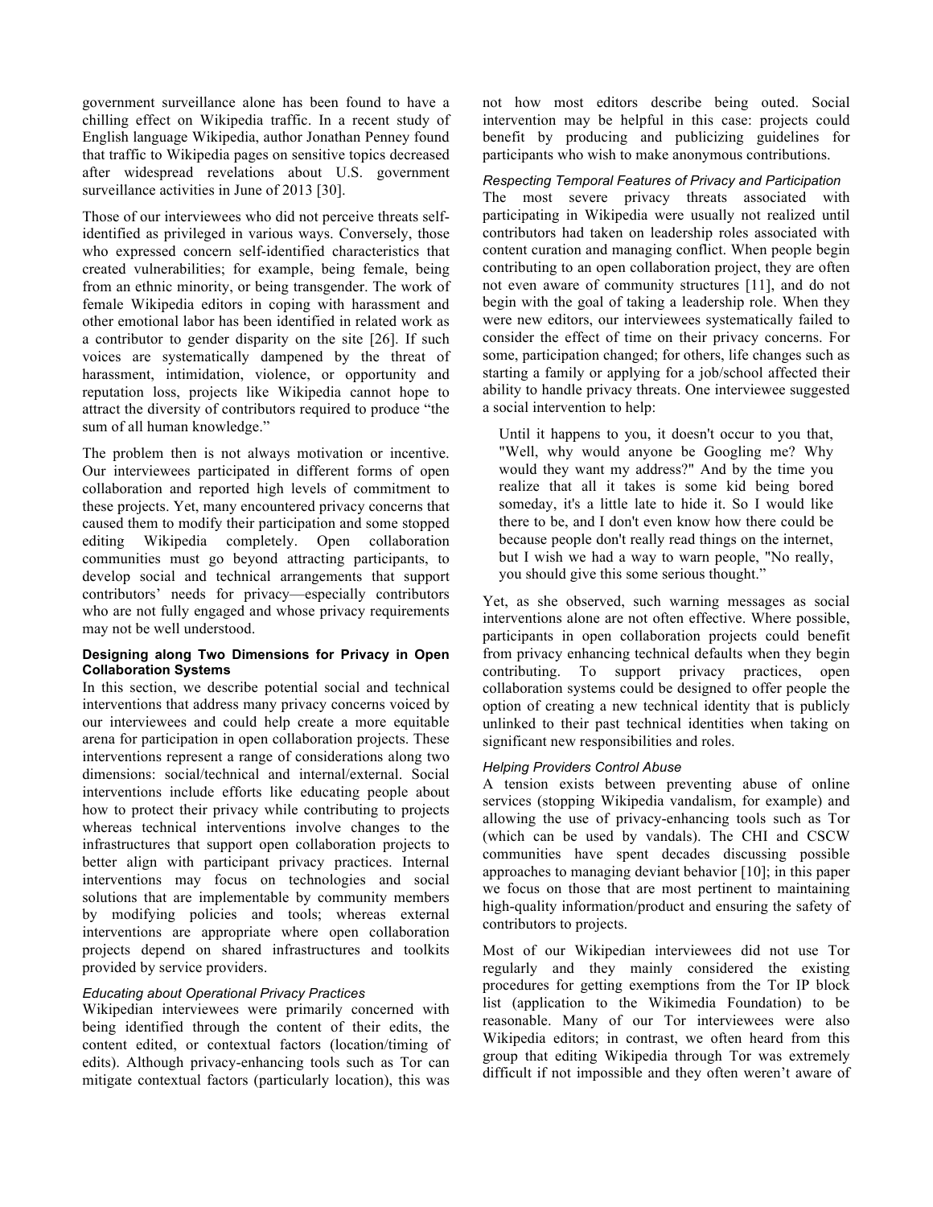government surveillance alone has been found to have a chilling effect on Wikipedia traffic. In a recent study of English language Wikipedia, author Jonathan Penney found that traffic to Wikipedia pages on sensitive topics decreased after widespread revelations about U.S. government surveillance activities in June of 2013 [30].

Those of our interviewees who did not perceive threats self-identified as privileged in various ways. Conversely, those who expressed concern self-identified characteristics that created vulnerabilities; for example, being female, being from an ethnic minority, or being transgender. The work of female Wikipedia editors in coping with harassment and other emotional labor has been identified in related work as a contributor to gender disparity on the site [26]. If such voices are systematically dampened by the threat of harassment, intimidation, violence, or opportunity and reputation loss, projects like Wikipedia cannot hope to attract the diversity of contributors required to produce "the sum of all human knowledge."

The problem then is not always motivation or incentive. Our interviewees participated in different forms of open collaboration and reported high levels of commitment to these projects. Yet, many encountered privacy concerns that caused them to modify their participation and some stopped editing Wikipedia completely. Open collaboration communities must go beyond attracting participants, to develop social and technical arrangements that support contributors' needs for privacy—especially contributors who are not fully engaged and whose privacy requirements may not be well understood.

### Designing along Two Dimensions for Privacy in Open Collaboration Systems

In this section, we describe potential social and technical interventions that address many privacy concerns voiced by our interviewees and could help create a more equitable arena for participation in open collaboration projects. These interventions represent a range of considerations along two dimensions: social/technical and internal/external. Social interventions include efforts like educating people about how to protect their privacy while contributing to projects whereas technical interventions involve changes to the infrastructures that support open collaboration projects to better align with participant privacy practices. Internal interventions may focus on technologies and social solutions that are implementable by community members by modifying policies and tools; whereas external interventions are appropriate where open collaboration projects depend on shared infrastructures and toolkits provided by service providers.

#### *Educating about Operational Privacy Practices*

Wikipedian interviewees were primarily concerned with being identified through the content of their edits, the content edited, or contextual factors (location/timing of edits). Although privacy-enhancing tools such as Tor can mitigate contextual factors (particularly location), this was not how most editors describe being outed. Social intervention may be helpful in this case: projects could benefit by producing and publicizing guidelines for participants who wish to make anonymous contributions.

#### *Respecting Temporal Features of Privacy and Participation*

The most severe privacy threats associated with participating in Wikipedia were usually not realized until contributors had taken on leadership roles associated with content curation and managing conflict. When people begin contributing to an open collaboration project, they are often not even aware of community structures [11], and do not begin with the goal of taking a leadership role. When they were new editors, our interviewees systematically failed to consider the effect of time on their privacy concerns. For some, participation changed; for others, life changes such as starting a family or applying for a job/school affected their ability to handle privacy threats. One interviewee suggested a social intervention to help:

> Until it happens to you, it doesn't occur to you that, "Well, why would anyone be Googling me? Why would they want my address?" And by the time you realize that all it takes is some kid being bored someday, it's a little late to hide it. So I would like there to be, and I don't even know how there could be because people don't really read things on the internet, but I wish we had a way to warn people, "No really, you should give this some serious thought."

Yet, as she observed, such warning messages as social interventions alone are not often effective. Where possible, participants in open collaboration projects could benefit from privacy enhancing technical defaults when they begin contributing. To support privacy practices, open collaboration systems could be designed to offer people the option of creating a new technical identity that is publicly unlinked to their past technical identities when taking on significant new responsibilities and roles.

#### *Helping Providers Control Abuse*

A tension exists between preventing abuse of online services (stopping Wikipedia vandalism, for example) and allowing the use of privacy-enhancing tools such as Tor (which can be used by vandals). The CHI and CSCW communities have spent decades discussing possible approaches to managing deviant behavior [10]; in this paper we focus on those that are most pertinent to maintaining high-quality information/product and ensuring the safety of contributors to projects.

Most of our Wikipedian interviewees did not use Tor regularly and they mainly considered the existing procedures for getting exemptions from the Tor IP block list (application to the Wikimedia Foundation) to be reasonable. Many of our Tor interviewees were also Wikipedia editors; in contrast, we often heard from this group that editing Wikipedia through Tor was extremely difficult if not impossible and they often weren't aware of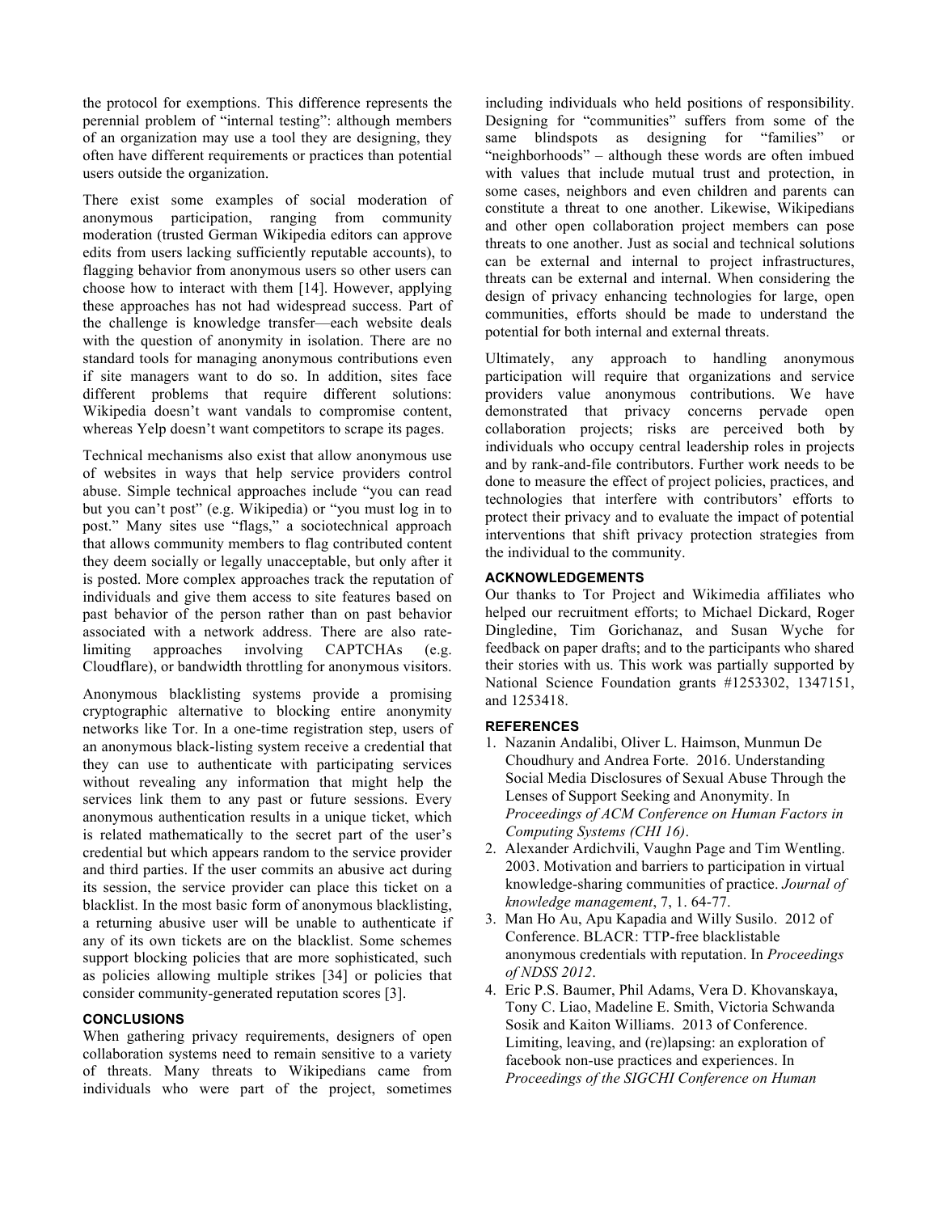the protocol for exemptions. This difference represents the perennial problem of "internal testing": although members of an organization may use a tool they are designing, they often have different requirements or practices than potential users outside the organization.

There exist some examples of social moderation of anonymous participation, ranging from community moderation (trusted German Wikipedia editors can approve edits from users lacking sufficiently reputable accounts), to flagging behavior from anonymous users so other users can choose how to interact with them [14]. However, applying these approaches has not had widespread success. Part of the challenge is knowledge transfer—each website deals with the question of anonymity in isolation. There are no standard tools for managing anonymous contributions even if site managers want to do so. In addition, sites face different problems that require different solutions: Wikipedia doesn't want vandals to compromise content, whereas Yelp doesn't want competitors to scrape its pages.

Technical mechanisms also exist that allow anonymous use of websites in ways that help service providers control abuse. Simple technical approaches include "you can read but you can't post" (e.g. Wikipedia) or "you must log in to post." Many sites use "flags," a sociotechnical approach that allows community members to flag contributed content they deem socially or legally unacceptable, but only after it is posted. More complex approaches track the reputation of individuals and give them access to site features based on past behavior of the person rather than on past behavior associated with a network address. There are also rate-limiting approaches involving CAPTCHAs (e.g. Cloudflare), or bandwidth throttling for anonymous visitors.

Anonymous blacklisting systems provide a promising cryptographic alternative to blocking entire anonymity networks like Tor. In a one-time registration step, users of an anonymous black-listing system receive a credential that they can use to authenticate with participating services without revealing any information that might help the services link them to any past or future sessions. Every anonymous authentication results in a unique ticket, which is related mathematically to the secret part of the user's credential but which appears random to the service provider and third parties. If the user commits an abusive act during its session, the service provider can place this ticket on a blacklist. In the most basic form of anonymous blacklisting, a returning abusive user will be unable to authenticate if any of its own tickets are on the blacklist. Some schemes support blocking policies that are more sophisticated, such as policies allowing multiple strikes [34] or policies that consider community-generated reputation scores [3].

## CONCLUSIONS

When gathering privacy requirements, designers of open collaboration systems need to remain sensitive to a variety of threats. Many threats to Wikipedians came from individuals who were part of the project, sometimes including individuals who held positions of responsibility. Designing for "communities" suffers from some of the same blindspots as designing for "families" or "neighborhoods" – although these words are often imbued with values that include mutual trust and protection, in some cases, neighbors and even children and parents can constitute a threat to one another. Likewise, Wikipedians and other open collaboration project members can pose threats to one another. Just as social and technical solutions can be external and internal to project infrastructures, threats can be external and internal. When considering the design of privacy enhancing technologies for large, open communities, efforts should be made to understand the potential for both internal and external threats.

Ultimately, any approach to handling anonymous participation will require that organizations and service providers value anonymous contributions. We have demonstrated that privacy concerns pervade open collaboration projects; risks are perceived both by individuals who occupy central leadership roles in projects and by rank-and-file contributors. Further work needs to be done to measure the effect of project policies, practices, and technologies that interfere with contributors' efforts to protect their privacy and to evaluate the impact of potential interventions that shift privacy protection strategies from the individual to the community.

## ACKNOWLEDGEMENTS

Our thanks to Tor Project and Wikimedia affiliates who helped our recruitment efforts; to Michael Dickard, Roger Dingledine, Tim Gorichanaz, and Susan Wyche for feedback on paper drafts; and to the participants who shared their stories with us. This work was partially supported by National Science Foundation grants #1253302, 1347151, and 1253418.

## REFERENCES

1. Nazanin Andalibi, Oliver L. Haimson, Munmun De Choudhury and Andrea Forte. 2016. Understanding Social Media Disclosures of Sexual Abuse Through the Lenses of Support Seeking and Anonymity. In *Proceedings of ACM Conference on Human Factors in Computing Systems (CHI 16)*.
2. Alexander Ardichvili, Vaughn Page and Tim Wentling. 2003. Motivation and barriers to participation in virtual knowledge-sharing communities of practice. *Journal of knowledge management*, 7, 1. 64-77.
3. Man Ho Au, Apu Kapadia and Willy Susilo. 2012 of Conference. BLACR: TTP-free blacklistable anonymous credentials with reputation. In *Proceedings of NDSS 2012*.
4. Eric P.S. Baumer, Phil Adams, Vera D. Khovanskaya, Tony C. Liao, Madeline E. Smith, Victoria Schwanda Sosik and Kaiton Williams. 2013 of Conference. Limiting, leaving, and (re)lapsing: an exploration of facebook non-use practices and experiences. In *Proceedings of the SIGCHI Conference on Human*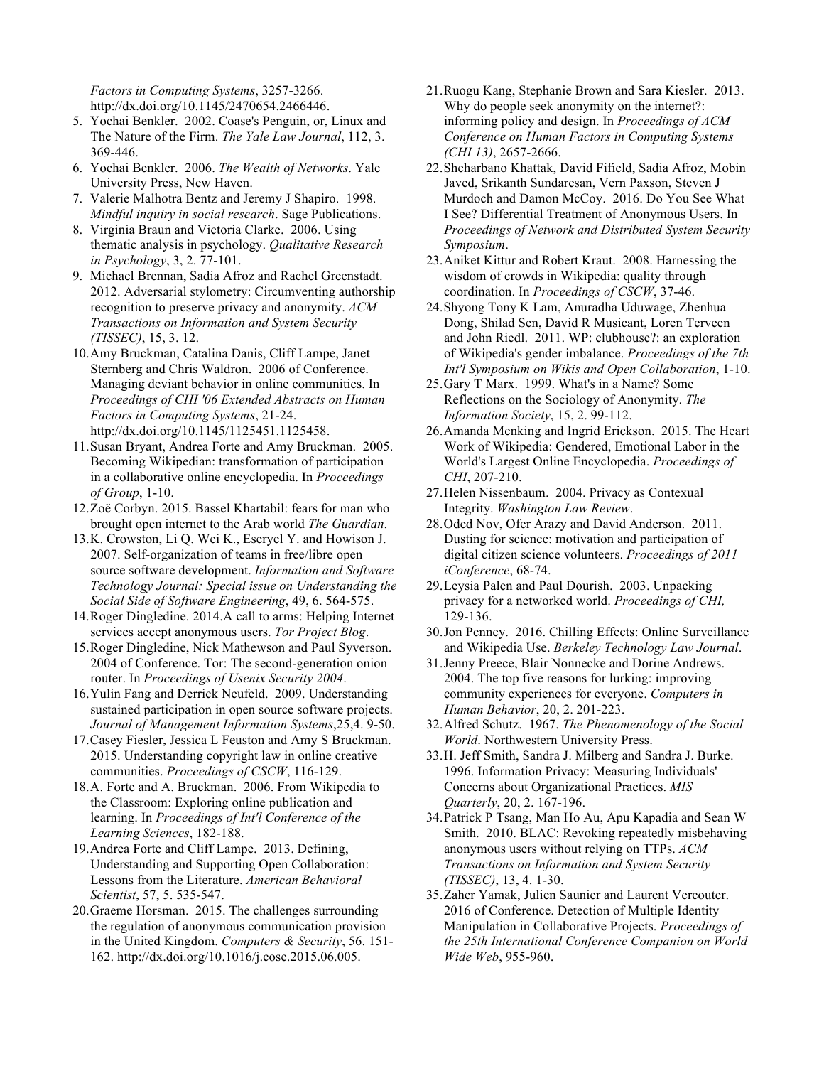*Factors in Computing Systems*, 3257-3266. http://dx.doi.org/10.1145/2470654.2466446.

5. Yochai Benkler. 2002. Coase's Penguin, or, Linux and The Nature of the Firm. *The Yale Law Journal*, 112, 3. 369-446.
6. Yochai Benkler. 2006. *The Wealth of Networks*. Yale University Press, New Haven.
7. Valerie Malhotra Bentz and Jeremy J Shapiro. 1998. *Mindful inquiry in social research*. Sage Publications.
8. Virginia Braun and Victoria Clarke. 2006. Using thematic analysis in psychology. *Qualitative Research in Psychology*, 3, 2. 77-101.
9. Michael Brennan, Sadia Afroz and Rachel Greenstadt. 2012. Adversarial stylometry: Circumventing authorship recognition to preserve privacy and anonymity. *ACM Transactions on Information and System Security (TISSEC)*, 15, 3. 12.
10. Amy Bruckman, Catalina Danis, Cliff Lampe, Janet Sternberg and Chris Waldron. 2006 of Conference. Managing deviant behavior in online communities. In *Proceedings of CHI '06 Extended Abstracts on Human Factors in Computing Systems*, 21-24. http://dx.doi.org/10.1145/1125451.1125458.
11. Susan Bryant, Andrea Forte and Amy Bruckman. 2005. Becoming Wikipedian: transformation of participation in a collaborative online encyclopedia. In *Proceedings of Group*, 1-10.
12. Zoë Corbyn. 2015. Bassel Khartabil: fears for man who brought open internet to the Arab world *The Guardian*.
13. K. Crowston, Li Q. Wei K., Eseryel Y. and Howison J. 2007. Self-organization of teams in free/libre open source software development. *Information and Software Technology Journal: Special issue on Understanding the Social Side of Software Engineering*, 49, 6. 564-575.
14. Roger Dingledine. 2014.A call to arms: Helping Internet services accept anonymous users. *Tor Project Blog*.
15. Roger Dingledine, Nick Mathewson and Paul Syverson. 2004 of Conference. Tor: The second-generation onion router. In *Proceedings of Usenix Security 2004*.
16. Yulin Fang and Derrick Neufeld. 2009. Understanding sustained participation in open source software projects. *Journal of Management Information Systems*,25,4. 9-50.
17. Casey Fiesler, Jessica L Feuston and Amy S Bruckman. 2015. Understanding copyright law in online creative communities. *Proceedings of CSCW*, 116-129.
18. A. Forte and A. Bruckman. 2006. From Wikipedia to the Classroom: Exploring online publication and learning. In *Proceedings of Int'l Conference of the Learning Sciences*, 182-188.
19. Andrea Forte and Cliff Lampe. 2013. Defining, Understanding and Supporting Open Collaboration: Lessons from the Literature. *American Behavioral Scientist*, 57, 5. 535-547.
20. Graeme Horsman. 2015. The challenges surrounding the regulation of anonymous communication provision in the United Kingdom. *Computers & Security*, 56. 151-162. http://dx.doi.org/10.1016/j.cose.2015.06.005.
21. Ruogu Kang, Stephanie Brown and Sara Kiesler. 2013. Why do people seek anonymity on the internet?: informing policy and design. In *Proceedings of ACM Conference on Human Factors in Computing Systems (CHI 13)*, 2657-2666.
22. Sheharbano Khattak, David Fifield, Sadia Afroz, Mobin Javed, Srikanth Sundaresan, Vern Paxson, Steven J Murdoch and Damon McCoy. 2016. Do You See What I See? Differential Treatment of Anonymous Users. In *Proceedings of Network and Distributed System Security Symposium*.
23. Aniket Kittur and Robert Kraut. 2008. Harnessing the wisdom of crowds in Wikipedia: quality through coordination. In *Proceedings of CSCW*, 37-46.
24. Shyong Tony K Lam, Anuradha Uduwage, Zhenhua Dong, Shilad Sen, David R Musicant, Loren Terveen and John Riedl. 2011. WP: clubhouse?: an exploration of Wikipedia's gender imbalance. *Proceedings of the 7th Int'l Symposium on Wikis and Open Collaboration*, 1-10.
25. Gary T Marx. 1999. What's in a Name? Some Reflections on the Sociology of Anonymity. *The Information Society*, 15, 2. 99-112.
26. Amanda Menking and Ingrid Erickson. 2015. The Heart Work of Wikipedia: Gendered, Emotional Labor in the World's Largest Online Encyclopedia. *Proceedings of CHI*, 207-210.
27. Helen Nissenbaum. 2004. Privacy as Contexual Integrity. *Washington Law Review*.
28. Oded Nov, Ofer Arazy and David Anderson. 2011. Dusting for science: motivation and participation of digital citizen science volunteers. *Proceedings of 2011 iConference*, 68-74.
29. Leysia Palen and Paul Dourish. 2003. Unpacking privacy for a networked world. *Proceedings of CHI,* 129-136.
30. Jon Penney. 2016. Chilling Effects: Online Surveillance and Wikipedia Use. *Berkeley Technology Law Journal*.
31. Jenny Preece, Blair Nonnecke and Dorine Andrews. 2004. The top five reasons for lurking: improving community experiences for everyone. *Computers in Human Behavior*, 20, 2. 201-223.
32. Alfred Schutz. 1967. *The Phenomenology of the Social World*. Northwestern University Press.
33. H. Jeff Smith, Sandra J. Milberg and Sandra J. Burke. 1996. Information Privacy: Measuring Individuals' Concerns about Organizational Practices. *MIS Quarterly*, 20, 2. 167-196.
34. Patrick P Tsang, Man Ho Au, Apu Kapadia and Sean W Smith. 2010. BLAC: Revoking repeatedly misbehaving anonymous users without relying on TTPs. *ACM Transactions on Information and System Security (TISSEC)*, 13, 4. 1-30.
35. Zaher Yamak, Julien Saunier and Laurent Vercouter. 2016 of Conference. Detection of Multiple Identity Manipulation in Collaborative Projects. *Proceedings of the 25th International Conference Companion on World Wide Web*, 955-960.